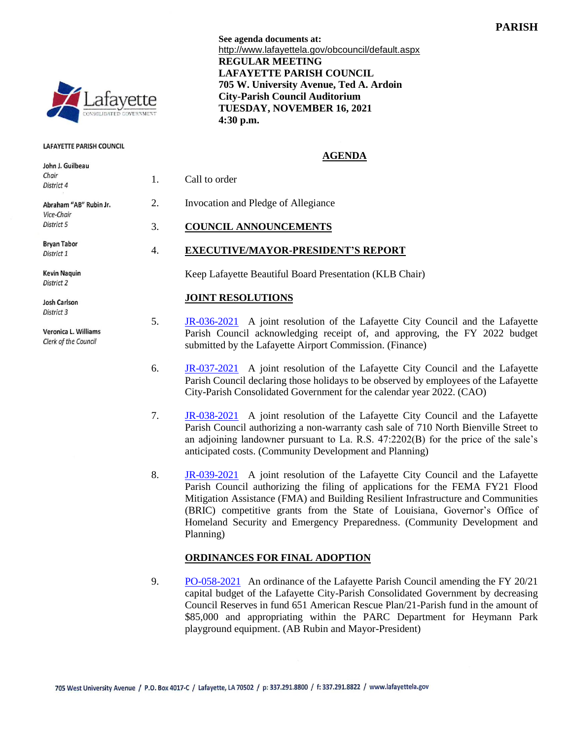PARISH

See agenda documents at:
http://www.lafayettela.gov/obcouncil/default.aspx

**REGULAR MEETING**
**LAFAYETTE PARISH COUNCIL**
**705 W. University Avenue, Ted A. Ardoin**
**City-Parish Council Auditorium**
**TUESDAY, NOVEMBER 16, 2021**
**4:30 p.m.**

LAFAYETTE PARISH COUNCIL

John J. Guilbeau
*Chair*
*District 4*

Abraham "AB" Rubin Jr.
*Vice-Chair*
*District 5*

Bryan Tabor
*District 1*

Kevin Naquin
*District 2*

Josh Carlson
*District 3*

Veronica L. Williams
*Clerk of the Council*

## AGENDA

1. Call to order

2. Invocation and Pledge of Allegiance

3. **COUNCIL ANNOUNCEMENTS**

4. **EXECUTIVE/MAYOR-PRESIDENT'S REPORT**

   Keep Lafayette Beautiful Board Presentation (KLB Chair)

### JOINT RESOLUTIONS

5. JR-036-2021 A joint resolution of the Lafayette City Council and the Lafayette Parish Council acknowledging receipt of, and approving, the FY 2022 budget submitted by the Lafayette Airport Commission. (Finance)

6. JR-037-2021 A joint resolution of the Lafayette City Council and the Lafayette Parish Council declaring those holidays to be observed by employees of the Lafayette City-Parish Consolidated Government for the calendar year 2022. (CAO)

7. JR-038-2021 A joint resolution of the Lafayette City Council and the Lafayette Parish Council authorizing a non-warranty cash sale of 710 North Bienville Street to an adjoining landowner pursuant to La. R.S. 47:2202(B) for the price of the sale's anticipated costs. (Community Development and Planning)

8. JR-039-2021 A joint resolution of the Lafayette City Council and the Lafayette Parish Council authorizing the filing of applications for the FEMA FY21 Flood Mitigation Assistance (FMA) and Building Resilient Infrastructure and Communities (BRIC) competitive grants from the State of Louisiana, Governor's Office of Homeland Security and Emergency Preparedness. (Community Development and Planning)

### ORDINANCES FOR FINAL ADOPTION

9. PO-058-2021 An ordinance of the Lafayette Parish Council amending the FY 20/21 capital budget of the Lafayette City-Parish Consolidated Government by decreasing Council Reserves in fund 651 American Rescue Plan/21-Parish fund in the amount of $85,000 and appropriating within the PARC Department for Heymann Park playground equipment. (AB Rubin and Mayor-President)

705 West University Avenue / P.O. Box 4017-C / Lafayette, LA 70502 / p: 337.291.8800 / f: 337.291.8822 / www.lafayettela.gov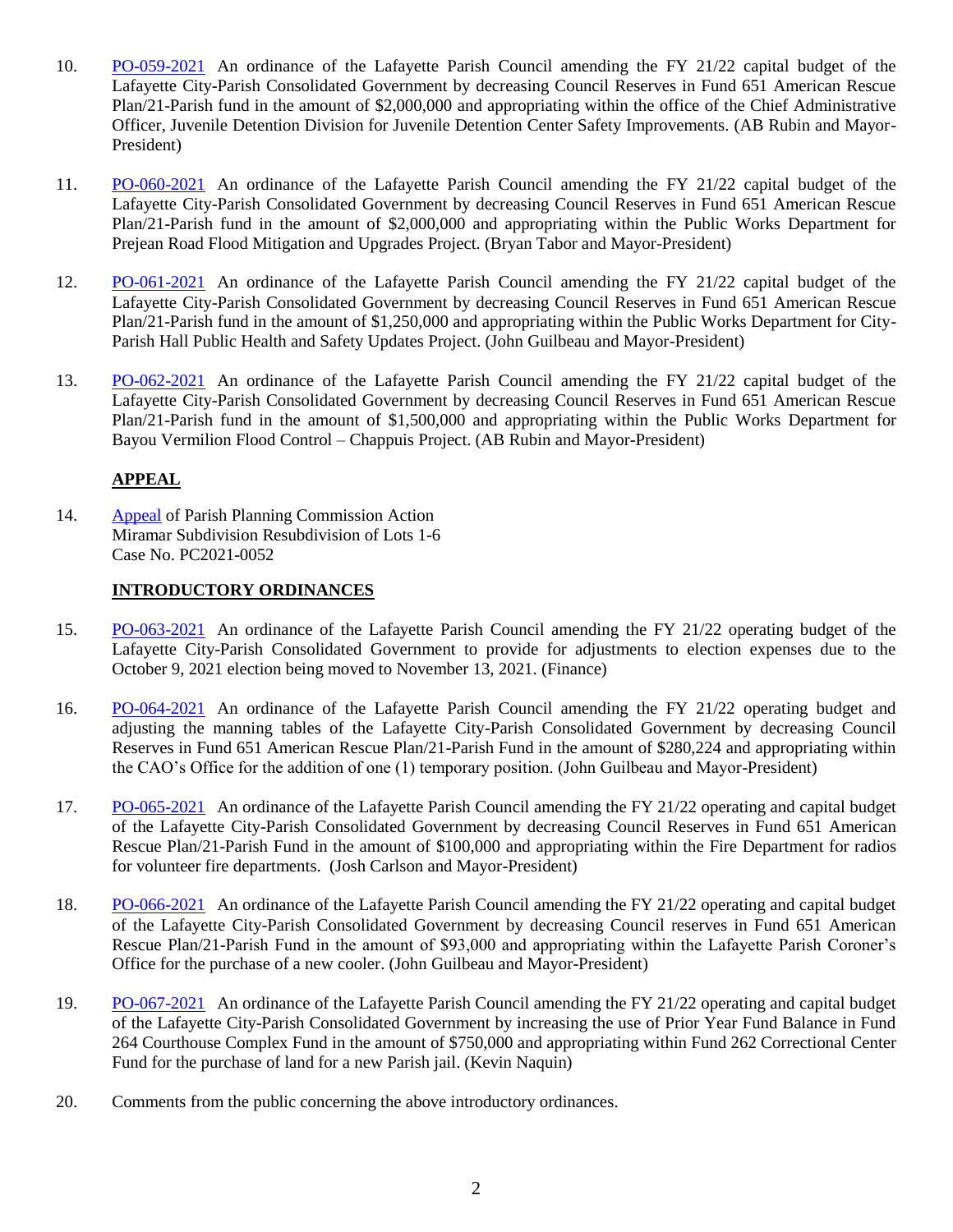10. PO-059-2021 An ordinance of the Lafayette Parish Council amending the FY 21/22 capital budget of the Lafayette City-Parish Consolidated Government by decreasing Council Reserves in Fund 651 American Rescue Plan/21-Parish fund in the amount of $2,000,000 and appropriating within the office of the Chief Administrative Officer, Juvenile Detention Division for Juvenile Detention Center Safety Improvements. (AB Rubin and Mayor-President)

11. PO-060-2021 An ordinance of the Lafayette Parish Council amending the FY 21/22 capital budget of the Lafayette City-Parish Consolidated Government by decreasing Council Reserves in Fund 651 American Rescue Plan/21-Parish fund in the amount of $2,000,000 and appropriating within the Public Works Department for Prejean Road Flood Mitigation and Upgrades Project. (Bryan Tabor and Mayor-President)

12. PO-061-2021 An ordinance of the Lafayette Parish Council amending the FY 21/22 capital budget of the Lafayette City-Parish Consolidated Government by decreasing Council Reserves in Fund 651 American Rescue Plan/21-Parish fund in the amount of $1,250,000 and appropriating within the Public Works Department for City-Parish Hall Public Health and Safety Updates Project. (John Guilbeau and Mayor-President)

13. PO-062-2021 An ordinance of the Lafayette Parish Council amending the FY 21/22 capital budget of the Lafayette City-Parish Consolidated Government by decreasing Council Reserves in Fund 651 American Rescue Plan/21-Parish fund in the amount of $1,500,000 and appropriating within the Public Works Department for Bayou Vermilion Flood Control – Chappuis Project. (AB Rubin and Mayor-President)

## APPEAL

14. Appeal of Parish Planning Commission Action
    Miramar Subdivision Resubdivision of Lots 1-6
    Case No. PC2021-0052

## INTRODUCTORY ORDINANCES

15. PO-063-2021 An ordinance of the Lafayette Parish Council amending the FY 21/22 operating budget of the Lafayette City-Parish Consolidated Government to provide for adjustments to election expenses due to the October 9, 2021 election being moved to November 13, 2021. (Finance)

16. PO-064-2021 An ordinance of the Lafayette Parish Council amending the FY 21/22 operating budget and adjusting the manning tables of the Lafayette City-Parish Consolidated Government by decreasing Council Reserves in Fund 651 American Rescue Plan/21-Parish Fund in the amount of $280,224 and appropriating within the CAO's Office for the addition of one (1) temporary position. (John Guilbeau and Mayor-President)

17. PO-065-2021 An ordinance of the Lafayette Parish Council amending the FY 21/22 operating and capital budget of the Lafayette City-Parish Consolidated Government by decreasing Council Reserves in Fund 651 American Rescue Plan/21-Parish Fund in the amount of $100,000 and appropriating within the Fire Department for radios for volunteer fire departments. (Josh Carlson and Mayor-President)

18. PO-066-2021 An ordinance of the Lafayette Parish Council amending the FY 21/22 operating and capital budget of the Lafayette City-Parish Consolidated Government by decreasing Council reserves in Fund 651 American Rescue Plan/21-Parish Fund in the amount of $93,000 and appropriating within the Lafayette Parish Coroner's Office for the purchase of a new cooler. (John Guilbeau and Mayor-President)

19. PO-067-2021 An ordinance of the Lafayette Parish Council amending the FY 21/22 operating and capital budget of the Lafayette City-Parish Consolidated Government by increasing the use of Prior Year Fund Balance in Fund 264 Courthouse Complex Fund in the amount of $750,000 and appropriating within Fund 262 Correctional Center Fund for the purchase of land for a new Parish jail. (Kevin Naquin)

20. Comments from the public concerning the above introductory ordinances.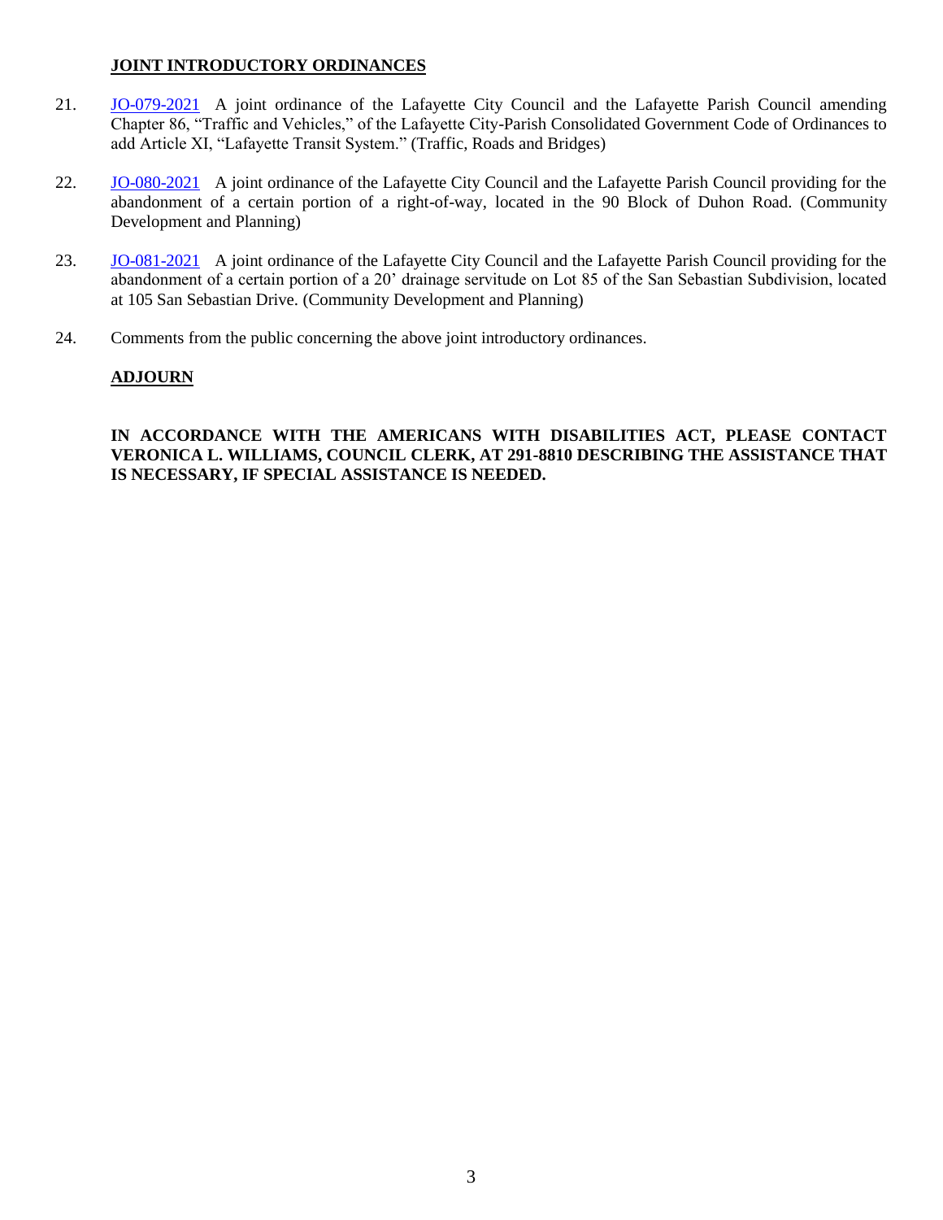## JOINT INTRODUCTORY ORDINANCES

21. JO-079-2021 A joint ordinance of the Lafayette City Council and the Lafayette Parish Council amending Chapter 86, "Traffic and Vehicles," of the Lafayette City-Parish Consolidated Government Code of Ordinances to add Article XI, "Lafayette Transit System." (Traffic, Roads and Bridges)

22. JO-080-2021 A joint ordinance of the Lafayette City Council and the Lafayette Parish Council providing for the abandonment of a certain portion of a right-of-way, located in the 90 Block of Duhon Road. (Community Development and Planning)

23. JO-081-2021 A joint ordinance of the Lafayette City Council and the Lafayette Parish Council providing for the abandonment of a certain portion of a 20' drainage servitude on Lot 85 of the San Sebastian Subdivision, located at 105 San Sebastian Drive. (Community Development and Planning)

24. Comments from the public concerning the above joint introductory ordinances.

## ADJOURN

**IN ACCORDANCE WITH THE AMERICANS WITH DISABILITIES ACT, PLEASE CONTACT VERONICA L. WILLIAMS, COUNCIL CLERK, AT 291-8810 DESCRIBING THE ASSISTANCE THAT IS NECESSARY, IF SPECIAL ASSISTANCE IS NEEDED.**